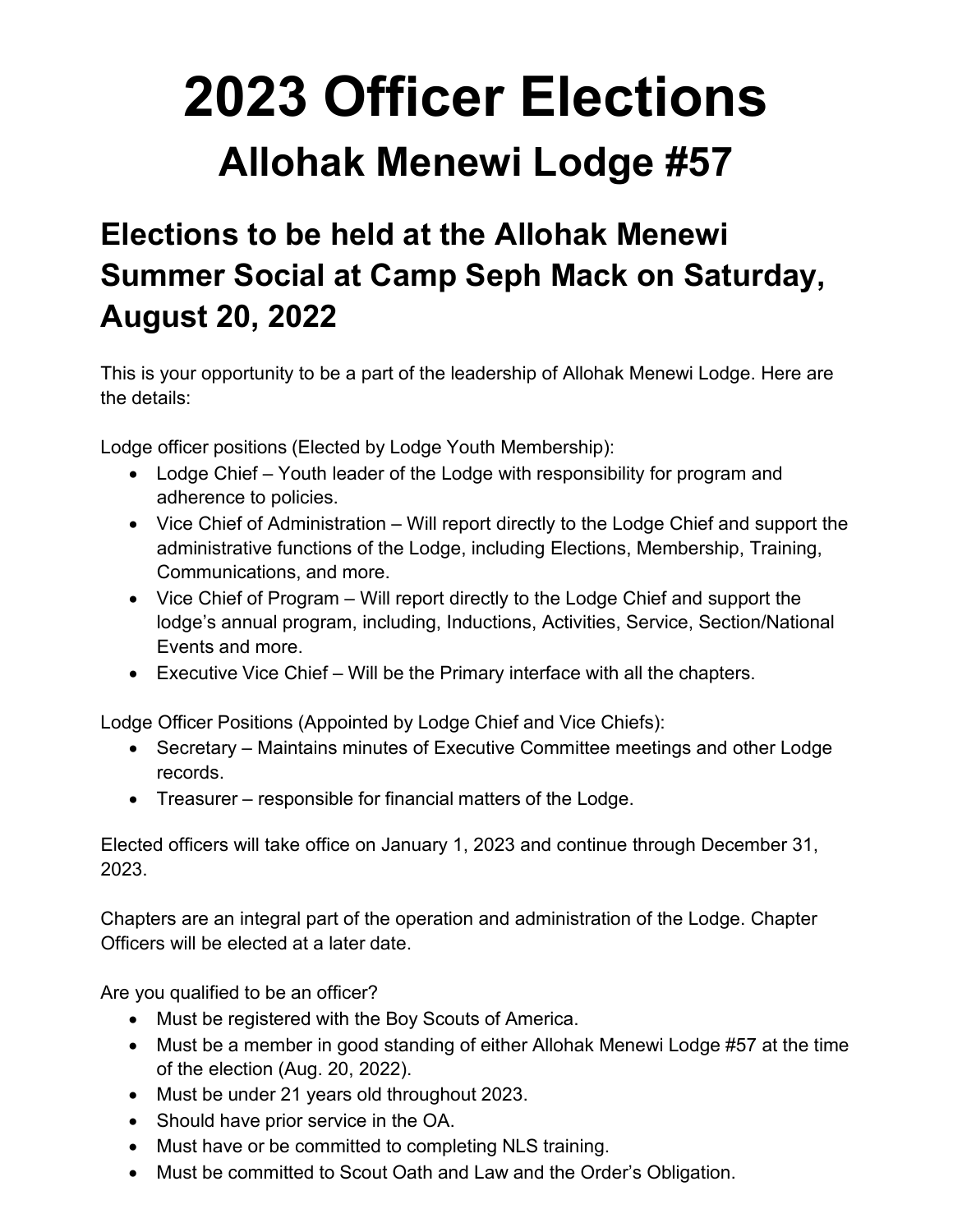# 2023 Officer Elections

## Allohak Menewi Lodge #57

## Elections to be held at the Allohak Menewi Summer Social at Camp Seph Mack on Saturday, August 20, 2022

This is your opportunity to be a part of the leadership of Allohak Menewi Lodge. Here are the details:

Lodge officer positions (Elected by Lodge Youth Membership):

- Lodge Chief – Youth leader of the Lodge with responsibility for program and adherence to policies.
- Vice Chief of Administration – Will report directly to the Lodge Chief and support the administrative functions of the Lodge, including Elections, Membership, Training, Communications, and more.
- Vice Chief of Program – Will report directly to the Lodge Chief and support the lodge's annual program, including, Inductions, Activities, Service, Section/National Events and more.
- Executive Vice Chief – Will be the Primary interface with all the chapters.

Lodge Officer Positions (Appointed by Lodge Chief and Vice Chiefs):

- Secretary – Maintains minutes of Executive Committee meetings and other Lodge records.
- Treasurer – responsible for financial matters of the Lodge.

Elected officers will take office on January 1, 2023 and continue through December 31, 2023.

Chapters are an integral part of the operation and administration of the Lodge. Chapter Officers will be elected at a later date.

Are you qualified to be an officer?

- Must be registered with the Boy Scouts of America.
- Must be a member in good standing of either Allohak Menewi Lodge #57 at the time of the election (Aug. 20, 2022).
- Must be under 21 years old throughout 2023.
- Should have prior service in the OA.
- Must have or be committed to completing NLS training.
- Must be committed to Scout Oath and Law and the Order's Obligation.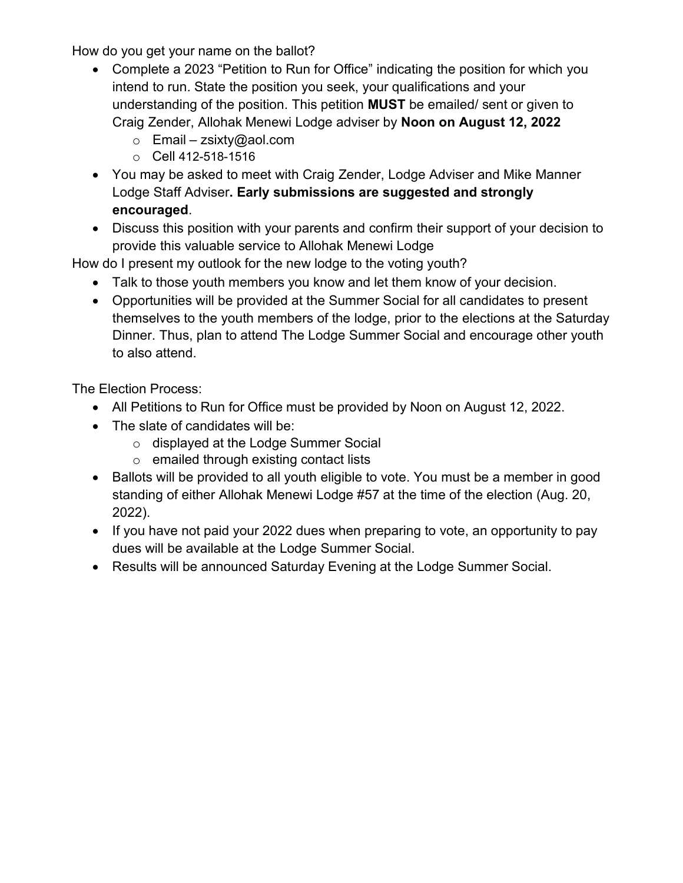How do you get your name on the ballot?

- Complete a 2023 "Petition to Run for Office" indicating the position for which you intend to run. State the position you seek, your qualifications and your understanding of the position. This petition **MUST** be emailed/ sent or given to Craig Zender, Allohak Menewi Lodge adviser by **Noon on August 12, 2022**
    - Email – zsixty@aol.com
    - Cell 412-518-1516
- You may be asked to meet with Craig Zender, Lodge Adviser and Mike Manner Lodge Staff Adviser**. Early submissions are suggested and strongly encouraged**.
- Discuss this position with your parents and confirm their support of your decision to provide this valuable service to Allohak Menewi Lodge

How do I present my outlook for the new lodge to the voting youth?

- Talk to those youth members you know and let them know of your decision.
- Opportunities will be provided at the Summer Social for all candidates to present themselves to the youth members of the lodge, prior to the elections at the Saturday Dinner. Thus, plan to attend The Lodge Summer Social and encourage other youth to also attend.

The Election Process:

- All Petitions to Run for Office must be provided by Noon on August 12, 2022.
- The slate of candidates will be:
    - displayed at the Lodge Summer Social
    - emailed through existing contact lists
- Ballots will be provided to all youth eligible to vote. You must be a member in good standing of either Allohak Menewi Lodge #57 at the time of the election (Aug. 20, 2022).
- If you have not paid your 2022 dues when preparing to vote, an opportunity to pay dues will be available at the Lodge Summer Social.
- Results will be announced Saturday Evening at the Lodge Summer Social.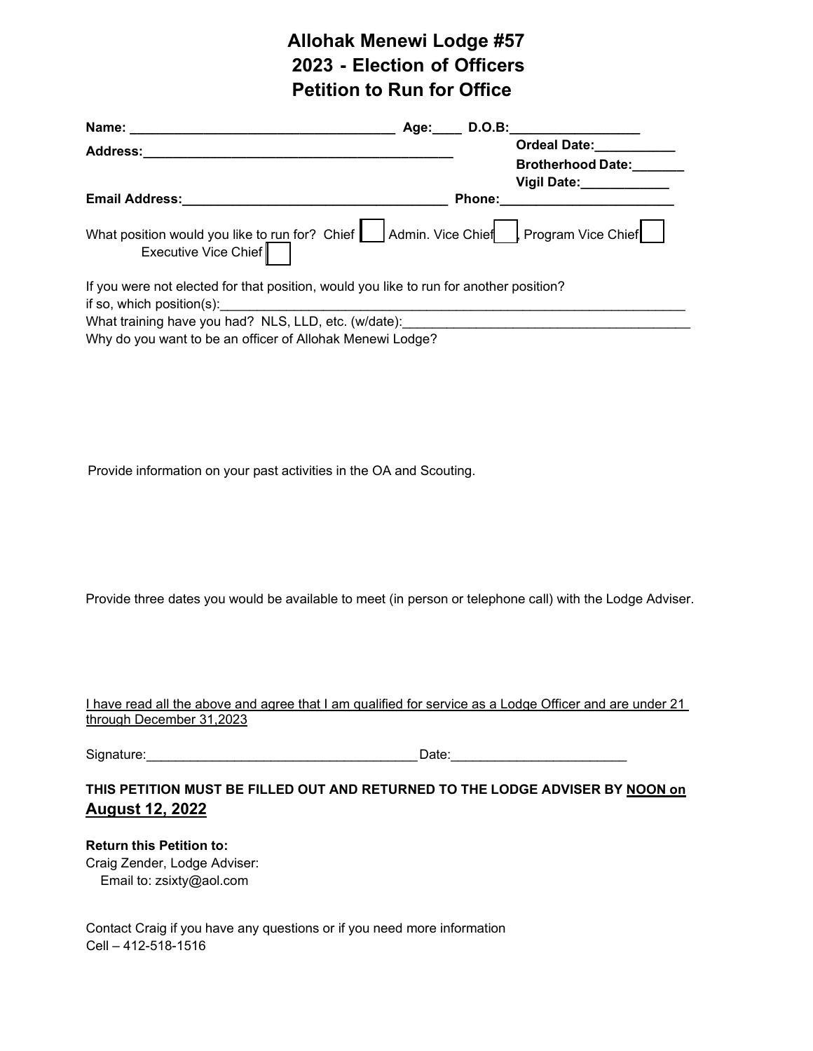# Allohak Menewi Lodge #57
# 2023 - Election of Officers
# Petition to Run for Office

**Name:** ___________________________________ **Age:**____ **D.O.B:**_________________

**Address:**__________________________________________ **Ordeal Date:**___________
**Brotherhood Date:**_______
**Vigil Date:**____________

**Email Address:**___________________________________ **Phone:**_______________________

What position would you like to run for? Chief ☐ Admin. Vice Chief ☐, Program Vice Chief ☐ Executive Vice Chief ☐

If you were not elected for that position, would you like to run for another position?
if so, which position(s):___________________________________________________________________

What training have you had? NLS, LLD, etc. (w/date):_______________________________________

Why do you want to be an officer of Allohak Menewi Lodge?

Provide information on your past activities in the OA and Scouting.

Provide three dates you would be available to meet (in person or telephone call) with the Lodge Adviser.

<u>I have read all the above and agree that I am qualified for service as a Lodge Officer and are under 21 through December 31,2023</u>

Signature:_____________________________________Date:________________________

**THIS PETITION MUST BE FILLED OUT AND RETURNED TO THE LODGE ADVISER BY <u>NOON on August 12, 2022</u>**

**Return this Petition to:**
Craig Zender, Lodge Adviser:
Email to: zsixty@aol.com

Contact Craig if you have any questions or if you need more information
Cell – 412-518-1516